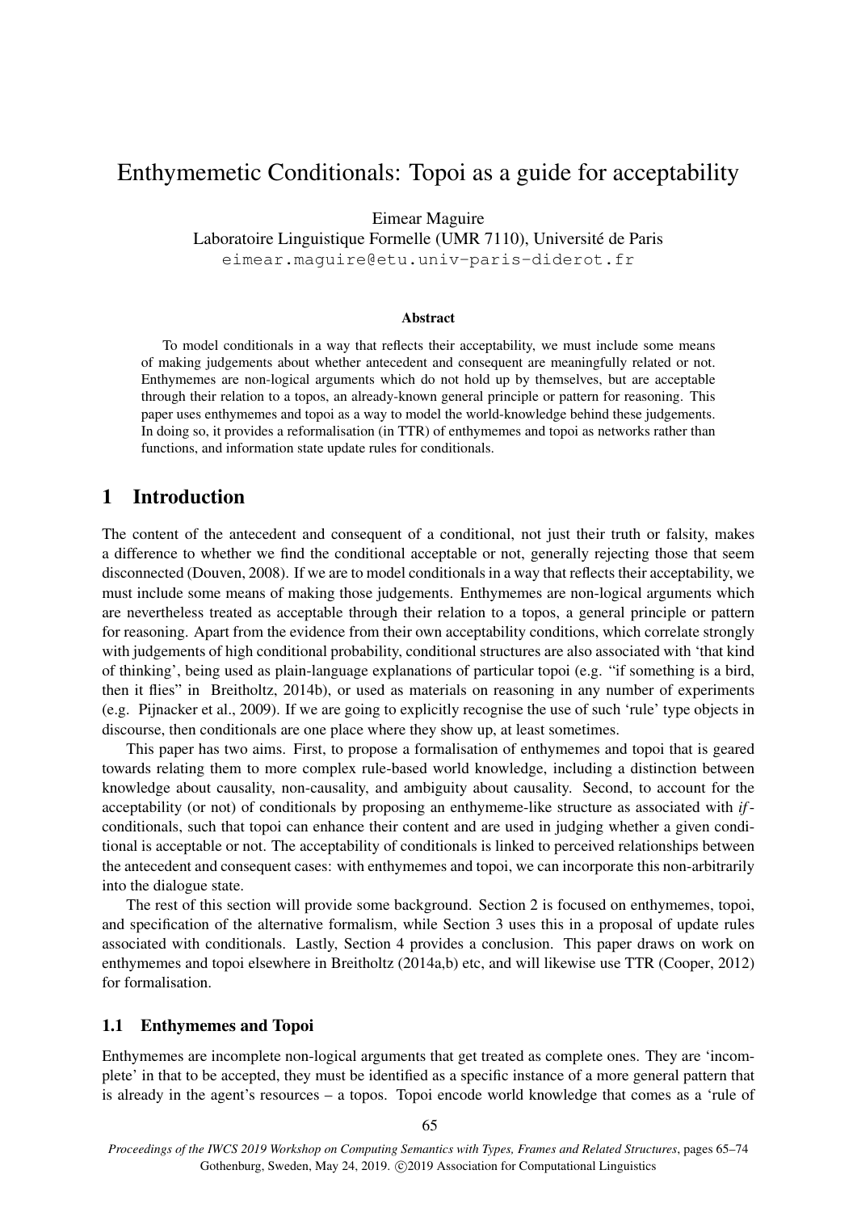# Enthymemetic Conditionals: Topoi as a guide for acceptability

Eimear Maguire
Laboratoire Linguistique Formelle (UMR 7110), Université de Paris
eimear.maguire@etu.univ-paris-diderot.fr

### Abstract

To model conditionals in a way that reflects their acceptability, we must include some means of making judgements about whether antecedent and consequent are meaningfully related or not. Enthymemes are non-logical arguments which do not hold up by themselves, but are acceptable through their relation to a topos, an already-known general principle or pattern for reasoning. This paper uses enthymemes and topoi as a way to model the world-knowledge behind these judgements. In doing so, it provides a reformalisation (in TTR) of enthymemes and topoi as networks rather than functions, and information state update rules for conditionals.

## 1 Introduction

The content of the antecedent and consequent of a conditional, not just their truth or falsity, makes a difference to whether we find the conditional acceptable or not, generally rejecting those that seem disconnected (Douven, 2008). If we are to model conditionals in a way that reflects their acceptability, we must include some means of making those judgements. Enthymemes are non-logical arguments which are nevertheless treated as acceptable through their relation to a topos, a general principle or pattern for reasoning. Apart from the evidence from their own acceptability conditions, which correlate strongly with judgements of high conditional probability, conditional structures are also associated with 'that kind of thinking', being used as plain-language explanations of particular topoi (e.g. "if something is a bird, then it flies" in Breitholtz, 2014b), or used as materials on reasoning in any number of experiments (e.g. Pijnacker et al., 2009). If we are going to explicitly recognise the use of such 'rule' type objects in discourse, then conditionals are one place where they show up, at least sometimes.

This paper has two aims. First, to propose a formalisation of enthymemes and topoi that is geared towards relating them to more complex rule-based world knowledge, including a distinction between knowledge about causality, non-causality, and ambiguity about causality. Second, to account for the acceptability (or not) of conditionals by proposing an enthymeme-like structure as associated with *if*-conditionals, such that topoi can enhance their content and are used in judging whether a given conditional is acceptable or not. The acceptability of conditionals is linked to perceived relationships between the antecedent and consequent cases: with enthymemes and topoi, we can incorporate this non-arbitrarily into the dialogue state.

The rest of this section will provide some background. Section 2 is focused on enthymemes, topoi, and specification of the alternative formalism, while Section 3 uses this in a proposal of update rules associated with conditionals. Lastly, Section 4 provides a conclusion. This paper draws on work on enthymemes and topoi elsewhere in Breitholtz (2014a,b) etc, and will likewise use TTR (Cooper, 2012) for formalisation.

### 1.1 Enthymemes and Topoi

Enthymemes are incomplete non-logical arguments that get treated as complete ones. They are 'incomplete' in that to be accepted, they must be identified as a specific instance of a more general pattern that is already in the agent's resources – a topos. Topoi encode world knowledge that comes as a 'rule of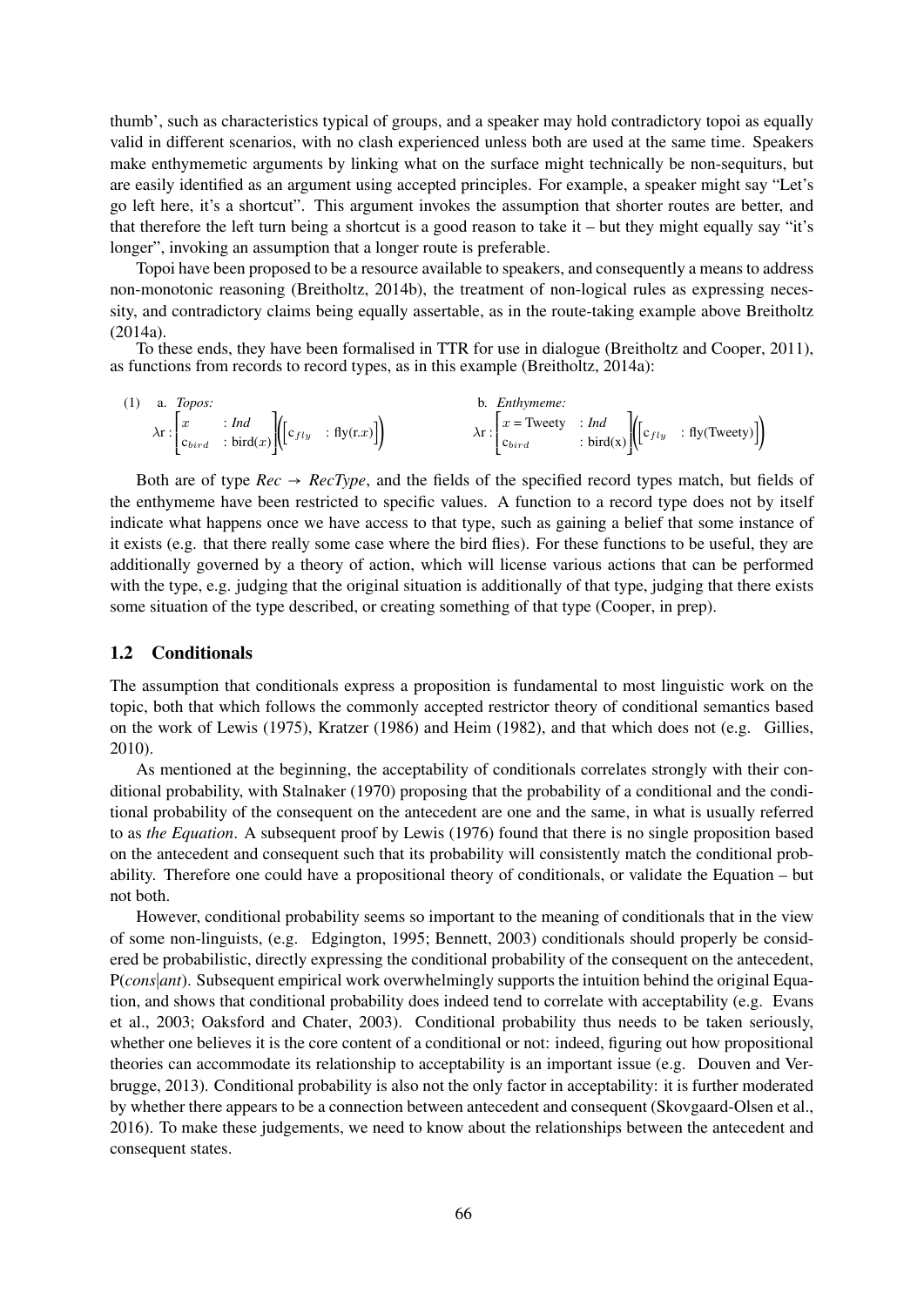thumb', such as characteristics typical of groups, and a speaker may hold contradictory topoi as equally valid in different scenarios, with no clash experienced unless both are used at the same time. Speakers make enthymemetic arguments by linking what on the surface might technically be non-sequiturs, but are easily identified as an argument using accepted principles. For example, a speaker might say "Let's go left here, it's a shortcut". This argument invokes the assumption that shorter routes are better, and that therefore the left turn being a shortcut is a good reason to take it – but they might equally say "it's longer", invoking an assumption that a longer route is preferable.

Topoi have been proposed to be a resource available to speakers, and consequently a means to address non-monotonic reasoning (Breitholtz, 2014b), the treatment of non-logical rules as expressing necessity, and contradictory claims being equally assertable, as in the route-taking example above Breitholtz (2014a).

To these ends, they have been formalised in TTR for use in dialogue (Breitholtz and Cooper, 2011), as functions from records to record types, as in this example (Breitholtz, 2014a):

(1) a. *Topos:*

$$\lambda r : \begin{bmatrix} x & : \textit{Ind} \\ c_{bird} & : \text{bird}(x) \end{bmatrix} \left( \begin{bmatrix} c_{fly} & : \text{fly}(r.x) \end{bmatrix} \right)$$

b. *Enthymeme:*

$$\lambda r : \begin{bmatrix} x = \text{Tweety} & : \textit{Ind} \\ c_{bird} & : \text{bird(x)} \end{bmatrix} \left( \begin{bmatrix} c_{fly} & : \text{fly(Tweety)} \end{bmatrix} \right)$$

Both are of type *Rec* → *RecType*, and the fields of the specified record types match, but fields of the enthymeme have been restricted to specific values. A function to a record type does not by itself indicate what happens once we have access to that type, such as gaining a belief that some instance of it exists (e.g. that there really some case where the bird flies). For these functions to be useful, they are additionally governed by a theory of action, which will license various actions that can be performed with the type, e.g. judging that the original situation is additionally of that type, judging that there exists some situation of the type described, or creating something of that type (Cooper, in prep).

## 1.2 Conditionals

The assumption that conditionals express a proposition is fundamental to most linguistic work on the topic, both that which follows the commonly accepted restrictor theory of conditional semantics based on the work of Lewis (1975), Kratzer (1986) and Heim (1982), and that which does not (e.g. Gillies, 2010).

As mentioned at the beginning, the acceptability of conditionals correlates strongly with their conditional probability, with Stalnaker (1970) proposing that the probability of a conditional and the conditional probability of the consequent on the antecedent are one and the same, in what is usually referred to as *the Equation*. A subsequent proof by Lewis (1976) found that there is no single proposition based on the antecedent and consequent such that its probability will consistently match the conditional probability. Therefore one could have a propositional theory of conditionals, or validate the Equation – but not both.

However, conditional probability seems so important to the meaning of conditionals that in the view of some non-linguists, (e.g. Edgington, 1995; Bennett, 2003) conditionals should properly be considered be probabilistic, directly expressing the conditional probability of the consequent on the antecedent, P(*cons*|*ant*). Subsequent empirical work overwhelmingly supports the intuition behind the original Equation, and shows that conditional probability does indeed tend to correlate with acceptability (e.g. Evans et al., 2003; Oaksford and Chater, 2003). Conditional probability thus needs to be taken seriously, whether one believes it is the core content of a conditional or not: indeed, figuring out how propositional theories can accommodate its relationship to acceptability is an important issue (e.g. Douven and Verbrugge, 2013). Conditional probability is also not the only factor in acceptability: it is further moderated by whether there appears to be a connection between antecedent and consequent (Skovgaard-Olsen et al., 2016). To make these judgements, we need to know about the relationships between the antecedent and consequent states.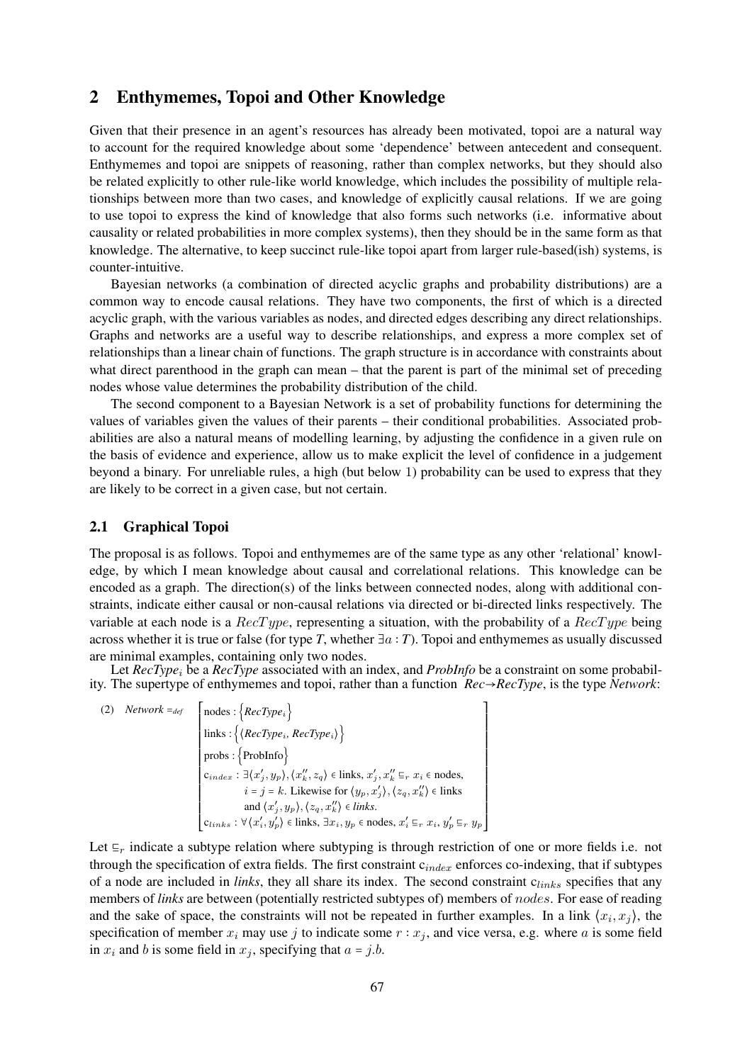## 2 Enthymemes, Topoi and Other Knowledge

Given that their presence in an agent's resources has already been motivated, topoi are a natural way to account for the required knowledge about some 'dependence' between antecedent and consequent. Enthymemes and topoi are snippets of reasoning, rather than complex networks, but they should also be related explicitly to other rule-like world knowledge, which includes the possibility of multiple relationships between more than two cases, and knowledge of explicitly causal relations. If we are going to use topoi to express the kind of knowledge that also forms such networks (i.e. informative about causality or related probabilities in more complex systems), then they should be in the same form as that knowledge. The alternative, to keep succinct rule-like topoi apart from larger rule-based(ish) systems, is counter-intuitive.

Bayesian networks (a combination of directed acyclic graphs and probability distributions) are a common way to encode causal relations. They have two components, the first of which is a directed acyclic graph, with the various variables as nodes, and directed edges describing any direct relationships. Graphs and networks are a useful way to describe relationships, and express a more complex set of relationships than a linear chain of functions. The graph structure is in accordance with constraints about what direct parenthood in the graph can mean – that the parent is part of the minimal set of preceding nodes whose value determines the probability distribution of the child.

The second component to a Bayesian Network is a set of probability functions for determining the values of variables given the values of their parents – their conditional probabilities. Associated probabilities are also a natural means of modelling learning, by adjusting the confidence in a given rule on the basis of evidence and experience, allow us to make explicit the level of confidence in a judgement beyond a binary. For unreliable rules, a high (but below 1) probability can be used to express that they are likely to be correct in a given case, but not certain.

### 2.1 Graphical Topoi

The proposal is as follows. Topoi and enthymemes are of the same type as any other 'relational' knowledge, by which I mean knowledge about causal and correlational relations. This knowledge can be encoded as a graph. The direction(s) of the links between connected nodes, along with additional constraints, indicate either causal or non-causal relations via directed or bi-directed links respectively. The variable at each node is a $RecType$, representing a situation, with the probability of a $RecType$ being across whether it is true or false (for type *T*, whether $\exists a : T$). Topoi and enthymemes as usually discussed are minimal examples, containing only two nodes.

Let $RecType_i$ be a *RecType* associated with an index, and *ProbInfo* be a constraint on some probability. The supertype of enthymemes and topoi, rather than a function *Rec*→*RecType*, is the type *Network*:

(2) *Network* $=_{def}$

$$\begin{bmatrix} \text{nodes} : \left\{ \textit{RecType}_i \right\} \\ \text{links} : \left\{ \langle \textit{RecType}_i,\ \textit{RecType}_i \rangle \right\} \\ \text{probs} : \left\{ \text{ProbInfo} \right\} \\ \text{c}_{index} : \exists \langle x'_j, y_p \rangle, \langle x''_k, z_q \rangle \in \text{links},\ x'_j, x''_k \sqsubseteq_r x_i \in \text{nodes}, \\ \qquad i = j = k.\ \text{Likewise for } \langle y_p, x'_j \rangle, \langle z_q, x''_k \rangle \in \text{links} \\ \qquad \text{and } \langle x'_j, y_p \rangle, \langle z_q, x''_k \rangle \in \textit{links}. \\ \text{c}_{links} : \forall \langle x'_i, y'_p \rangle \in \text{links},\ \exists x_i, y_p \in \text{nodes},\ x'_i \sqsubseteq_r x_i,\ y'_p \sqsubseteq_r y_p \end{bmatrix}$$

Let $\sqsubseteq_r$ indicate a subtype relation where subtyping is through restriction of one or more fields i.e. not through the specification of extra fields. The first constraint $\text{c}_{index}$ enforces co-indexing, that if subtypes of a node are included in *links*, they all share its index. The second constraint $\text{c}_{links}$ specifies that any members of *links* are between (potentially restricted subtypes of) members of $nodes$. For ease of reading and the sake of space, the constraints will not be repeated in further examples. In a link $\langle x_i, x_j \rangle$, the specification of member $x_i$ may use $j$ to indicate some $r : x_j$, and vice versa, e.g. where $a$ is some field in $x_i$ and $b$ is some field in $x_j$, specifying that $a = j.b$.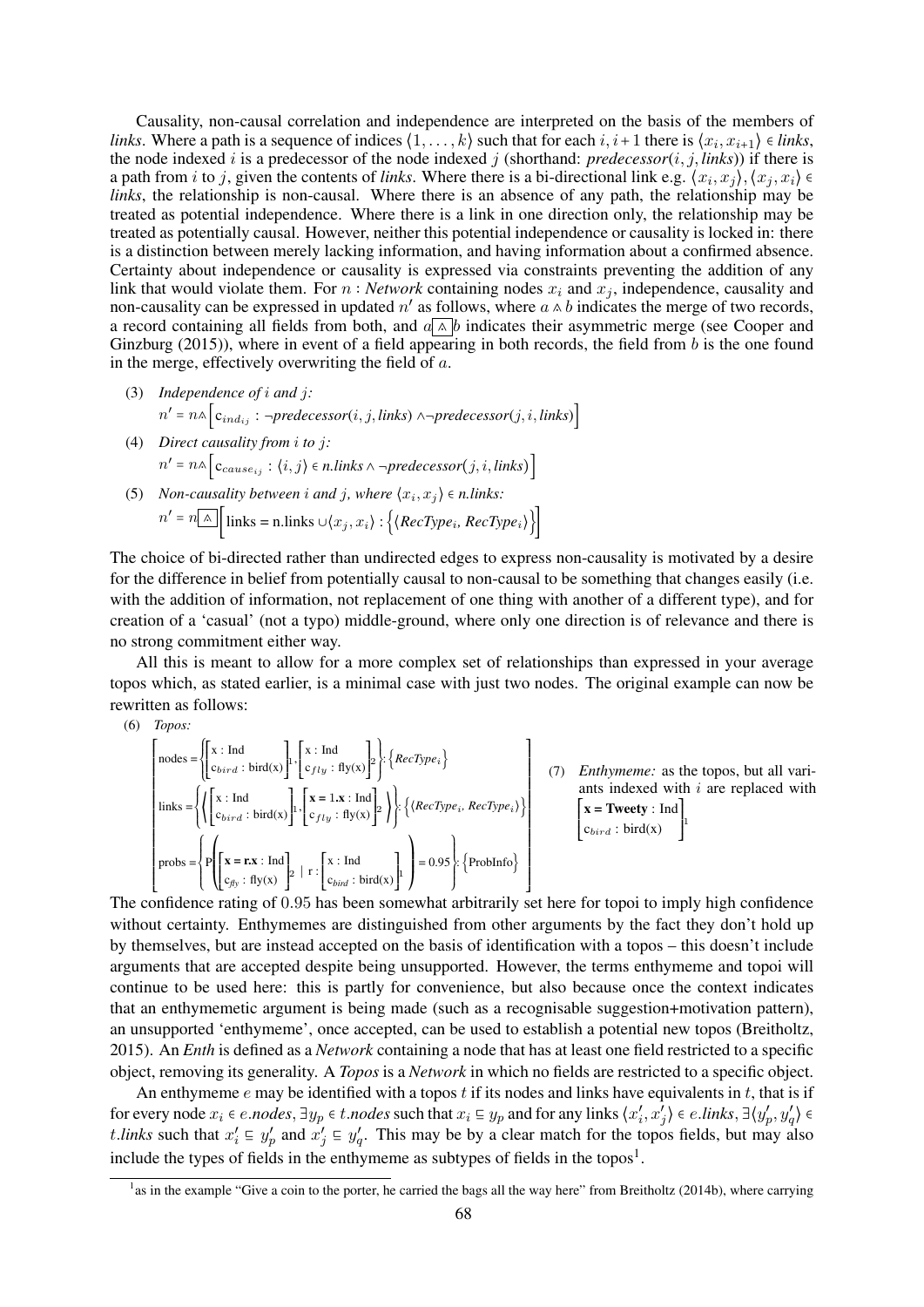Causality, non-causal correlation and independence are interpreted on the basis of the members of *links*. Where a path is a sequence of indices $\langle 1, \ldots, k \rangle$ such that for each $i, i+1$ there is $\langle x_i, x_{i+1} \rangle \in$ *links*, the node indexed $i$ is a predecessor of the node indexed $j$ (shorthand: *predecessor*$(i, j, \textit{links})$) if there is a path from $i$ to $j$, given the contents of *links*. Where there is a bi-directional link e.g. $\langle x_i, x_j \rangle, \langle x_j, x_i \rangle \in$ *links*, the relationship is non-causal. Where there is an absence of any path, the relationship may be treated as potential independence. Where there is a link in one direction only, the relationship may be treated as potentially causal. However, neither this potential independence or causality is locked in: there is a distinction between merely lacking information, and having information about a confirmed absence. Certainty about independence or causality is expressed via constraints preventing the addition of any link that would violate them. For $n$ : *Network* containing nodes $x_i$ and $x_j$, independence, causality and non-causality can be expressed in updated $n'$ as follows, where $a \wedge b$ indicates the merge of two records, a record containing all fields from both, and $a \boxed{\wedge} b$ indicates their asymmetric merge (see Cooper and Ginzburg (2015)), where in event of a field appearing in both records, the field from $b$ is the one found in the merge, effectively overwriting the field of $a$.

(3) *Independence of $i$ and $j$:*
$$n' = n \wedge \left[ \mathrm{c}_{ind_{ij}} : \neg \textit{predecessor}(i, j, \textit{links}) \wedge \neg \textit{predecessor}(j, i, \textit{links}) \right]$$

(4) *Direct causality from $i$ to $j$:*
$$n' = n \wedge \left[ \mathrm{c}_{cause_{ij}} : \langle i, j \rangle \in n.\textit{links} \wedge \neg \textit{predecessor}(j, i, \textit{links}) \right]$$

(5) *Non-causality between $i$ and $j$, where $\langle x_i, x_j \rangle \in n.\textit{links}$:*
$$n' = n \boxed{\wedge} \left[ \text{links} = \text{n.links} \cup \langle x_j, x_i \rangle : \left\{ \langle \textit{RecType}_i, \textit{RecType}_i \rangle \right\} \right]$$

The choice of bi-directed rather than undirected edges to express non-causality is motivated by a desire for the difference in belief from potentially causal to non-causal to be something that changes easily (i.e. with the addition of information, not replacement of one thing with another of a different type), and for creation of a 'casual' (not a typo) middle-ground, where only one direction is of relevance and there is no strong commitment either way.

All this is meant to allow for a more complex set of relationships than expressed in your average topos which, as stated earlier, is a minimal case with just two nodes. The original example can now be rewritten as follows:

(6) *Topos:*
$$\begin{bmatrix} \text{nodes} = \left\{ \begin{bmatrix} \text{x : Ind} \\ \mathrm{c}_{bird} : \text{bird(x)} \end{bmatrix}_1, \begin{bmatrix} \text{x : Ind} \\ \mathrm{c}_{fly} : \text{fly(x)} \end{bmatrix}_2 \right\} : \left\{ \textit{RecType}_i \right\} \\ \text{links} = \left\{ \left\langle \begin{bmatrix} \text{x : Ind} \\ \mathrm{c}_{bird} : \text{bird(x)} \end{bmatrix}_1, \begin{bmatrix} \textbf{x = 1.x : Ind} \\ \mathrm{c}_{fly} : \text{fly(x)} \end{bmatrix}_2 \right\rangle \right\} : \left\{ \langle \textit{RecType}_i, \textit{RecType}_i \rangle \right\} \\ \text{probs} = \left\{ \text{P}\left( \begin{bmatrix} \textbf{x = r.x : Ind} \\ \mathrm{c}_{fly} : \text{fly(x)} \end{bmatrix}_2 \mid \text{r} : \begin{bmatrix} \text{x : Ind} \\ \mathrm{c}_{bird} : \text{bird(x)} \end{bmatrix}_1 \right) = 0.95 \right\} : \left\{ \text{ProbInfo} \right\} \end{bmatrix}$$

(7) *Enthymeme:* as the topos, but all variants indexed with $i$ are replaced with $\begin{bmatrix} \textbf{x = Tweety : Ind} \\ \mathrm{c}_{bird} : \text{bird(x)} \end{bmatrix}_1$

The confidence rating of 0.95 has been somewhat arbitrarily set here for topoi to imply high confidence without certainty. Enthymemes are distinguished from other arguments by the fact they don't hold up by themselves, but are instead accepted on the basis of identification with a topos – this doesn't include arguments that are accepted despite being unsupported. However, the terms enthymeme and topoi will continue to be used here: this is partly for convenience, but also because once the context indicates that an enthymemetic argument is being made (such as a recognisable suggestion+motivation pattern), an unsupported 'enthymeme', once accepted, can be used to establish a potential new topos (Breitholtz, 2015). An *Enth* is defined as a *Network* containing a node that has at least one field restricted to a specific object, removing its generality. A *Topos* is a *Network* in which no fields are restricted to a specific object.

An enthymeme $e$ may be identified with a topos $t$ if its nodes and links have equivalents in $t$, that is if for every node $x_i \in e.\textit{nodes}$, $\exists y_p \in t.\textit{nodes}$ such that $x_i \sqsubseteq y_p$ and for any links $\langle x'_i, x'_j \rangle \in e.\textit{links}$, $\exists \langle y'_p, y'_q \rangle \in t.\textit{links}$ such that $x'_i \sqsubseteq y'_p$ and $x'_j \sqsubseteq y'_q$. This may be by a clear match for the topos fields, but may also include the types of fields in the enthymeme as subtypes of fields in the topos[1].

[1] as in the example "Give a coin to the porter, he carried the bags all the way here" from Breitholtz (2014b), where carrying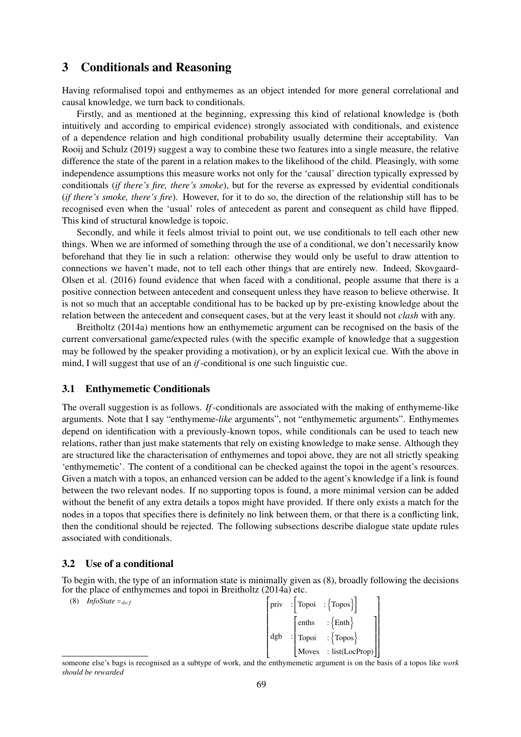## 3 Conditionals and Reasoning

Having reformalised topoi and enthymemes as an object intended for more general correlational and causal knowledge, we turn back to conditionals.

Firstly, and as mentioned at the beginning, expressing this kind of relational knowledge is (both intuitively and according to empirical evidence) strongly associated with conditionals, and existence of a dependence relation and high conditional probability usually determine their acceptability. Van Rooij and Schulz (2019) suggest a way to combine these two features into a single measure, the relative difference the state of the parent in a relation makes to the likelihood of the child. Pleasingly, with some independence assumptions this measure works not only for the 'causal' direction typically expressed by conditionals (*if there's fire, there's smoke*), but for the reverse as expressed by evidential conditionals (*if there's smoke, there's fire*). However, for it to do so, the direction of the relationship still has to be recognised even when the 'usual' roles of antecedent as parent and consequent as child have flipped. This kind of structural knowledge is topoic.

Secondly, and while it feels almost trivial to point out, we use conditionals to tell each other new things. When we are informed of something through the use of a conditional, we don't necessarily know beforehand that they lie in such a relation: otherwise they would only be useful to draw attention to connections we haven't made, not to tell each other things that are entirely new. Indeed, Skovgaard-Olsen et al. (2016) found evidence that when faced with a conditional, people assume that there is a positive connection between antecedent and consequent unless they have reason to believe otherwise. It is not so much that an acceptable conditional has to be backed up by pre-existing knowledge about the relation between the antecedent and consequent cases, but at the very least it should not *clash* with any.

Breitholtz (2014a) mentions how an enthymemetic argument can be recognised on the basis of the current conversational game/expected rules (with the specific example of knowledge that a suggestion may be followed by the speaker providing a motivation), or by an explicit lexical cue. With the above in mind, I will suggest that use of an *if*-conditional is one such linguistic cue.

### 3.1 Enthymemetic Conditionals

The overall suggestion is as follows. *If*-conditionals are associated with the making of enthymeme-like arguments. Note that I say "enthymeme-*like* arguments", not "enthymemetic arguments". Enthymemes depend on identification with a previously-known topos, while conditionals can be used to teach new relations, rather than just make statements that rely on existing knowledge to make sense. Although they are structured like the characterisation of enthymemes and topoi above, they are not all strictly speaking 'enthymemetic'. The content of a conditional can be checked against the topoi in the agent's resources. Given a match with a topos, an enhanced version can be added to the agent's knowledge if a link is found between the two relevant nodes. If no supporting topos is found, a more minimal version can be added without the benefit of any extra details a topos might have provided. If there only exists a match for the nodes in a topos that specifies there is definitely no link between them, or that there is a conflicting link, then the conditional should be rejected. The following subsections describe dialogue state update rules associated with conditionals.

### 3.2 Use of a conditional

To begin with, the type of an information state is minimally given as (8), broadly following the decisions for the place of enthymemes and topoi in Breitholtz (2014a) etc.

(8) *InfoState* $=_{def}$

$$\begin{bmatrix} \text{priv} & : \begin{bmatrix} \text{Topoi} & : \{\text{Topos}\} \end{bmatrix} \\ \text{dgb} & : \begin{bmatrix} \text{enths} & : \{\text{Enth}\} \\ \text{Topoi} & : \{\text{Topos}\} \\ \text{Moves} & : \text{list(LocProp)} \end{bmatrix} \end{bmatrix}$$

---

someone else's bags is recognised as a subtype of work, and the enthymemetic argument is on the basis of a topos like *work should be rewarded*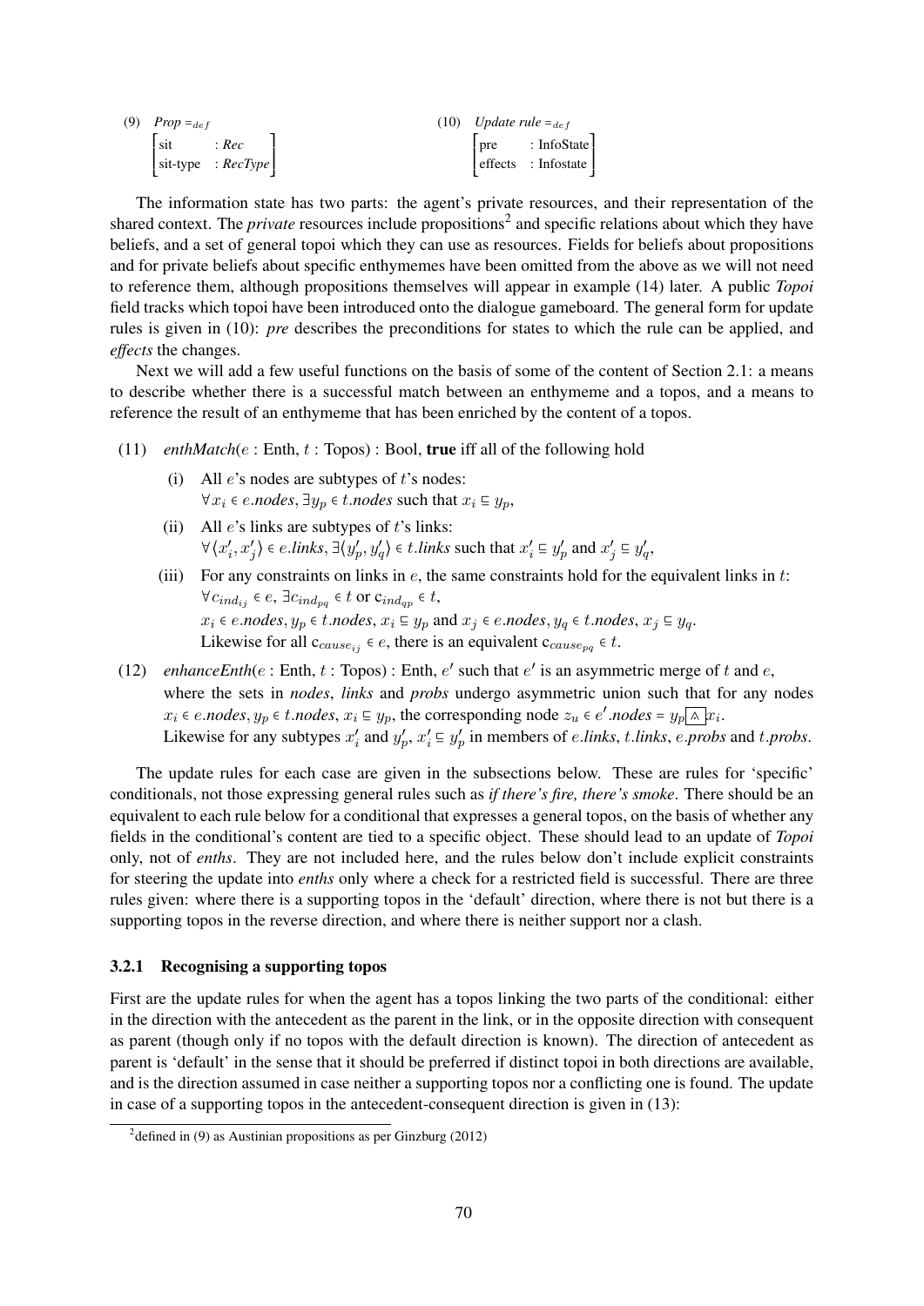(9) *Prop* $=_{def}$

$$\begin{bmatrix} \text{sit} & : \textit{Rec} \\ \text{sit-type} & : \textit{RecType} \end{bmatrix}$$

(10) *Update rule* $=_{def}$

$$\begin{bmatrix} \text{pre} & : \text{InfoState} \\ \text{effects} & : \text{Infostate} \end{bmatrix}$$

The information state has two parts: the agent's private resources, and their representation of the shared context. The *private* resources include propositions[2] and specific relations about which they have beliefs, and a set of general topoi which they can use as resources. Fields for beliefs about propositions and for private beliefs about specific enthymemes have been omitted from the above as we will not need to reference them, although propositions themselves will appear in example (14) later. A public *Topoi* field tracks which topoi have been introduced onto the dialogue gameboard. The general form for update rules is given in (10): *pre* describes the preconditions for states to which the rule can be applied, and *effects* the changes.

Next we will add a few useful functions on the basis of some of the content of Section 2.1: a means to describe whether there is a successful match between an enthymeme and a topos, and a means to reference the result of an enthymeme that has been enriched by the content of a topos.

(11) *enthMatch*($e$ : Enth, $t$ : Topos) : Bool, **true** iff all of the following hold

(i) All $e$'s nodes are subtypes of $t$'s nodes:
$\forall x_i \in e.\textit{nodes}, \exists y_p \in t.\textit{nodes}$ such that $x_i \sqsubseteq y_p$,

(ii) All $e$'s links are subtypes of $t$'s links:
$\forall \langle x'_i, x'_j \rangle \in e.\textit{links}, \exists \langle y'_p, y'_q \rangle \in t.\textit{links}$ such that $x'_i \sqsubseteq y'_p$ and $x'_j \sqsubseteq y'_q$,

(iii) For any constraints on links in $e$, the same constraints hold for the equivalent links in $t$:
$\forall c_{ind_{ij}} \in e, \exists c_{ind_{pq}} \in t$ or $c_{ind_{qp}} \in t$,
$x_i \in e.\textit{nodes}, y_p \in t.\textit{nodes}, x_i \sqsubseteq y_p$ and $x_j \in e.\textit{nodes}, y_q \in t.\textit{nodes}, x_j \sqsubseteq y_q$.
Likewise for all $c_{cause_{ij}} \in e$, there is an equivalent $c_{cause_{pq}} \in t$.

(12) *enhanceEnth*($e$ : Enth, $t$ : Topos) : Enth, $e'$ such that $e'$ is an asymmetric merge of $t$ and $e$, where the sets in *nodes*, *links* and *probs* undergo asymmetric union such that for any nodes $x_i \in e.\textit{nodes}, y_p \in t.\textit{nodes}, x_i \sqsubseteq y_p$, the corresponding node $z_u \in e'.\textit{nodes} = y_p \boxed{\wedge} x_i$.
Likewise for any subtypes $x'_i$ and $y'_p$, $x'_i \sqsubseteq y'_p$ in members of $e.\textit{links}$, $t.\textit{links}$, $e.\textit{probs}$ and $t.\textit{probs}$.

The update rules for each case are given in the subsections below. These are rules for 'specific' conditionals, not those expressing general rules such as *if there's fire, there's smoke*. There should be an equivalent to each rule below for a conditional that expresses a general topos, on the basis of whether any fields in the conditional's content are tied to a specific object. These should lead to an update of *Topoi* only, not of *enths*. They are not included here, and the rules below don't include explicit constraints for steering the update into *enths* only where a check for a restricted field is successful. There are three rules given: where there is a supporting topos in the 'default' direction, where there is not but there is a supporting topos in the reverse direction, and where there is neither support nor a clash.

### 3.2.1 Recognising a supporting topos

First are the update rules for when the agent has a topos linking the two parts of the conditional: either in the direction with the antecedent as the parent in the link, or in the opposite direction with consequent as parent (though only if no topos with the default direction is known). The direction of antecedent as parent is 'default' in the sense that it should be preferred if distinct topoi in both directions are available, and is the direction assumed in case neither a supporting topos nor a conflicting one is found. The update in case of a supporting topos in the antecedent-consequent direction is given in (13):

[2] defined in (9) as Austinian propositions as per Ginzburg (2012)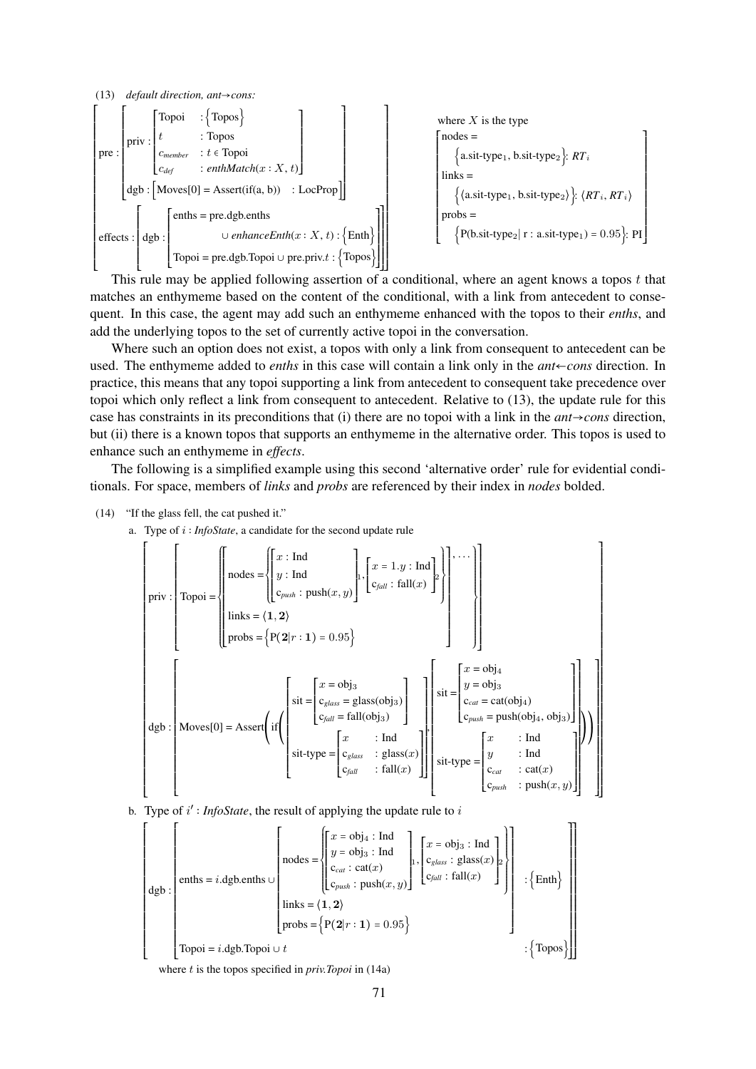(13) *default direction, ant→cons:*

$$\left[\begin{array}{l} \text{pre} : \left[\begin{array}{l} \text{priv} : \left[\begin{array}{ll} \text{Topoi} & : \{\text{Topos}\} \\ t & : \text{Topos} \\ c_{member} & : t \in \text{Topoi} \\ c_{def} & : \textit{enthMatch}(x : X, t) \end{array}\right] \\ \text{dgb} : \left[\text{Moves}[0] = \text{Assert}(\text{if}(a, b)) \quad : \text{LocProp}\right] \end{array}\right] \\ \text{effects} : \left[\text{dgb} : \left[\begin{array}{l} \text{enths} = \text{pre.dgb.enths} \\ \qquad \cup\ \textit{enhanceEnth}(x : X, t) : \{\text{Enth}\} \\ \text{Topoi} = \text{pre.dgb.Topoi} \cup \text{pre.priv}.t : \{\text{Topos}\} \end{array}\right]\right] \end{array}\right]$$

where $X$ is the type

$$\left[\begin{array}{l} \text{nodes} = \\ \quad \{\text{a.sit-type}_1, \text{b.sit-type}_2\} : RT_i \\ \text{links} = \\ \quad \{\langle \text{a.sit-type}_1, \text{b.sit-type}_2 \rangle\} : \langle RT_i, RT_i \rangle \\ \text{probs} = \\ \quad \{\text{P}(\text{b.sit-type}_2 |\ \text{r} : \text{a.sit-type}_1) = 0.95\} : \text{PI} \end{array}\right]$$

This rule may be applied following assertion of a conditional, where an agent knows a topos $t$ that matches an enthymeme based on the content of the conditional, with a link from antecedent to consequent. In this case, the agent may add such an enthymeme enhanced with the topos to their *enths*, and add the underlying topos to the set of currently active topoi in the conversation.

Where such an option does not exist, a topos with only a link from consequent to antecedent can be used. The enthymeme added to *enths* in this case will contain a link only in the *ant←cons* direction. In practice, this means that any topoi supporting a link from antecedent to consequent take precedence over topoi which only reflect a link from consequent to antecedent. Relative to (13), the update rule for this case has constraints in its preconditions that (i) there are no topoi with a link in the *ant→cons* direction, but (ii) there is a known topos that supports an enthymeme in the alternative order. This topos is used to enhance such an enthymeme in *effects*.

The following is a simplified example using this second 'alternative order' rule for evidential conditionals. For space, members of *links* and *probs* are referenced by their index in *nodes* bolded.

(14) "If the glass fell, the cat pushed it."

a. Type of $i$ : *InfoState*, a candidate for the second update rule

$$\left[\begin{array}{l} \text{priv} : \left[\text{Topoi} = \left\{ \left[\begin{array}{l} \text{nodes} = \left\{ \left[\begin{array}{l} x : \text{Ind} \\ y : \text{Ind} \\ c_{push} : \text{push}(x, y) \end{array}\right]_1, \left[\begin{array}{l} x = 1.y : \text{Ind} \\ c_{fall} : \text{fall}(x) \end{array}\right]_2 \right\} \\ \text{links} = \langle \mathbf{1}, \mathbf{2} \rangle \\ \text{probs} = \{\text{P}(\mathbf{2} | r : \mathbf{1}) = 0.95\} \end{array}\right], \ldots \right\}\right] \\ \text{dgb} : \left[\text{Moves}[0] = \text{Assert}\left(\text{if}\left( \left[\begin{array}{l} \text{sit} = \left[\begin{array}{l} x = \text{obj}_3 \\ c_{glass} = \text{glass}(\text{obj}_3) \\ c_{fall} = \text{fall}(\text{obj}_3) \end{array}\right] \\ \text{sit-type} = \left[\begin{array}{ll} x & : \text{Ind} \\ c_{glass} & : \text{glass}(x) \\ c_{fall} & : \text{fall}(x) \end{array}\right] \end{array}\right], \left[\begin{array}{l} \text{sit} = \left[\begin{array}{l} x = \text{obj}_4 \\ y = \text{obj}_3 \\ c_{cat} = \text{cat}(\text{obj}_4) \\ c_{push} = \text{push}(\text{obj}_4, \text{obj}_3) \end{array}\right] \\ \text{sit-type} = \left[\begin{array}{ll} x & : \text{Ind} \\ y & : \text{Ind} \\ c_{cat} & : \text{cat}(x) \\ c_{push} & : \text{push}(x, y) \end{array}\right] \end{array}\right] \right)\right)\right] \end{array}\right]$$

b. Type of $i'$ : *InfoState*, the result of applying the update rule to $i$

$$\left[\text{dgb} : \left[\begin{array}{l} \text{enths} = i.\text{dgb.enths} \cup \left[\begin{array}{l} \text{nodes} = \left\{ \left[\begin{array}{l} x = \text{obj}_4 : \text{Ind} \\ y = \text{obj}_3 : \text{Ind} \\ c_{cat} : \text{cat}(x) \\ c_{push} : \text{push}(x, y) \end{array}\right]_1, \left[\begin{array}{l} x = \text{obj}_3 : \text{Ind} \\ c_{glass} : \text{glass}(x) \\ c_{fall} : \text{fall}(x) \end{array}\right]_2 \right\} \\ \text{links} = \langle \mathbf{1}, \mathbf{2} \rangle \\ \text{probs} = \{\text{P}(\mathbf{2} | r : \mathbf{1}) = 0.95\} \end{array}\right] : \{\text{Enth}\} \\ \text{Topoi} = i.\text{dgb.Topoi} \cup t \qquad : \{\text{Topos}\} \end{array}\right]\right]$$

where $t$ is the topos specified in *priv.Topoi* in (14a)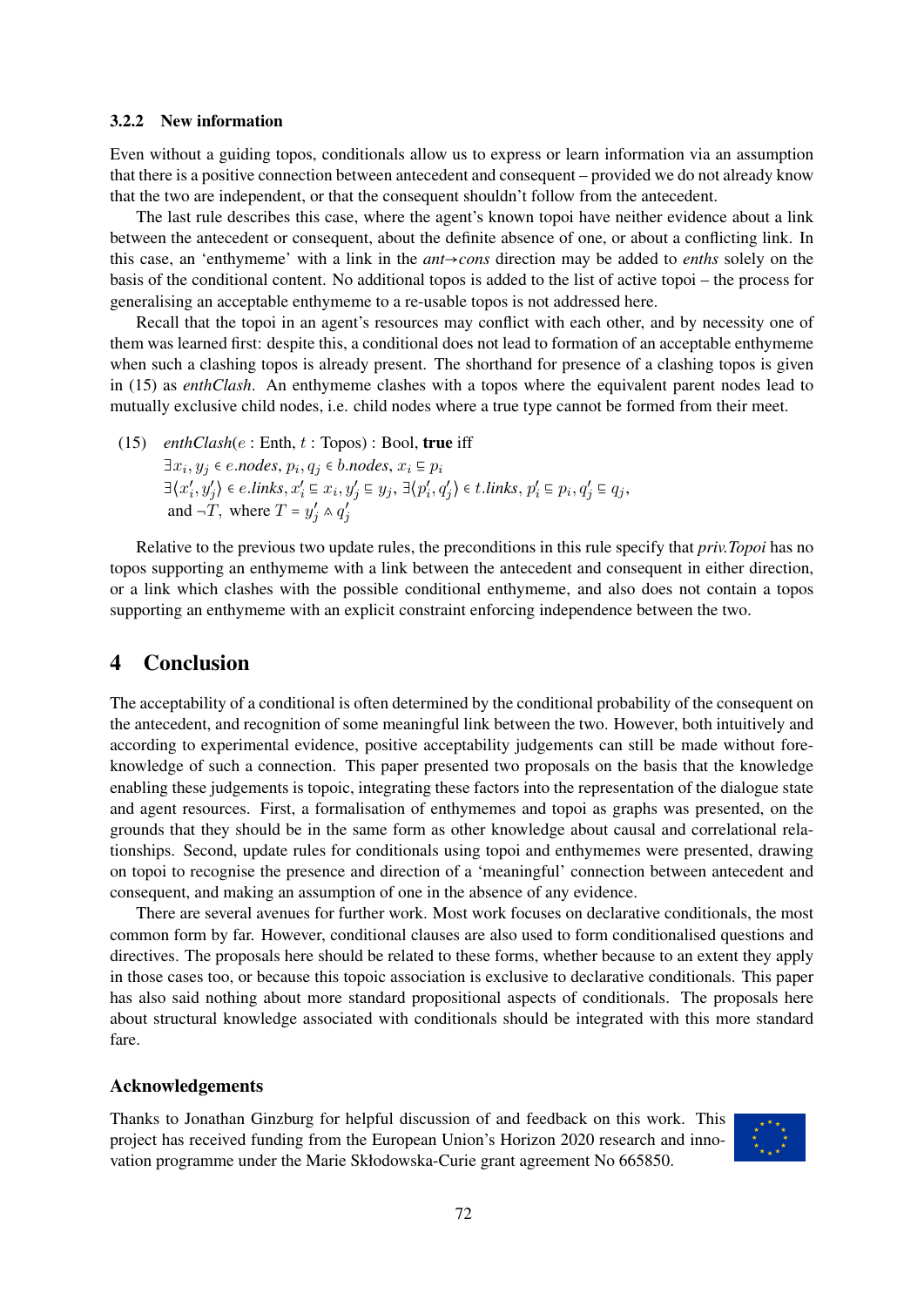### 3.2.2 New information

Even without a guiding topos, conditionals allow us to express or learn information via an assumption that there is a positive connection between antecedent and consequent – provided we do not already know that the two are independent, or that the consequent shouldn't follow from the antecedent.

The last rule describes this case, where the agent's known topoi have neither evidence about a link between the antecedent or consequent, about the definite absence of one, or about a conflicting link. In this case, an 'enthymeme' with a link in the *ant→cons* direction may be added to *enths* solely on the basis of the conditional content. No additional topos is added to the list of active topoi – the process for generalising an acceptable enthymeme to a re-usable topos is not addressed here.

Recall that the topoi in an agent's resources may conflict with each other, and by necessity one of them was learned first: despite this, a conditional does not lead to formation of an acceptable enthymeme when such a clashing topos is already present. The shorthand for presence of a clashing topos is given in (15) as *enthClash*. An enthymeme clashes with a topos where the equivalent parent nodes lead to mutually exclusive child nodes, i.e. child nodes where a true type cannot be formed from their meet.

(15) $\textit{enthClash}(e : \text{Enth}, t : \text{Topos}) : \text{Bool}$, **true** iff
$\exists x_i, y_j \in e.\textit{nodes}, p_i, q_j \in b.\textit{nodes}, x_i \sqsubseteq p_i$
$\exists \langle x'_i, y'_j \rangle \in e.\textit{links}, x'_i \sqsubseteq x_i, y'_j \sqsubseteq y_j, \exists \langle p'_i, q'_j \rangle \in t.\textit{links}, p'_i \sqsubseteq p_i, q'_j \sqsubseteq q_j,$
and $\neg T$, where $T = y'_j \wedge q'_j$

Relative to the previous two update rules, the preconditions in this rule specify that *priv.Topoi* has no topos supporting an enthymeme with a link between the antecedent and consequent in either direction, or a link which clashes with the possible conditional enthymeme, and also does not contain a topos supporting an enthymeme with an explicit constraint enforcing independence between the two.

## 4 Conclusion

The acceptability of a conditional is often determined by the conditional probability of the consequent on the antecedent, and recognition of some meaningful link between the two. However, both intuitively and according to experimental evidence, positive acceptability judgements can still be made without foreknowledge of such a connection. This paper presented two proposals on the basis that the knowledge enabling these judgements is topoic, integrating these factors into the representation of the dialogue state and agent resources. First, a formalisation of enthymemes and topoi as graphs was presented, on the grounds that they should be in the same form as other knowledge about causal and correlational relationships. Second, update rules for conditionals using topoi and enthymemes were presented, drawing on topoi to recognise the presence and direction of a 'meaningful' connection between antecedent and consequent, and making an assumption of one in the absence of any evidence.

There are several avenues for further work. Most work focuses on declarative conditionals, the most common form by far. However, conditional clauses are also used to form conditionalised questions and directives. The proposals here should be related to these forms, whether because to an extent they apply in those cases too, or because this topoic association is exclusive to declarative conditionals. This paper has also said nothing about more standard propositional aspects of conditionals. The proposals here about structural knowledge associated with conditionals should be integrated with this more standard fare.

### Acknowledgements

Thanks to Jonathan Ginzburg for helpful discussion of and feedback on this work. This project has received funding from the European Union's Horizon 2020 research and innovation programme under the Marie Skłodowska-Curie grant agreement No 665850.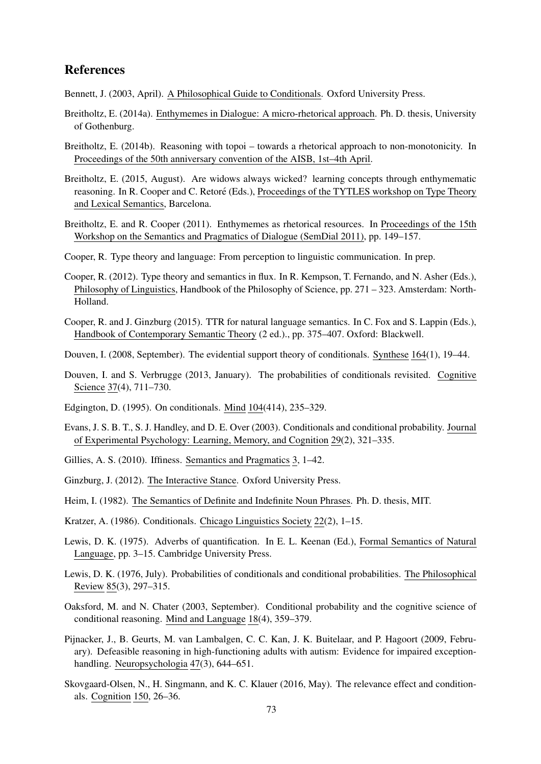## References

Bennett, J. (2003, April). A Philosophical Guide to Conditionals. Oxford University Press.

Breitholtz, E. (2014a). Enthymemes in Dialogue: A micro-rhetorical approach. Ph. D. thesis, University of Gothenburg.

Breitholtz, E. (2014b). Reasoning with topoi – towards a rhetorical approach to non-monotonicity. In Proceedings of the 50th anniversary convention of the AISB, 1st–4th April.

Breitholtz, E. (2015, August). Are widows always wicked? learning concepts through enthymematic reasoning. In R. Cooper and C. Retoré (Eds.), Proceedings of the TYTLES workshop on Type Theory and Lexical Semantics, Barcelona.

Breitholtz, E. and R. Cooper (2011). Enthymemes as rhetorical resources. In Proceedings of the 15th Workshop on the Semantics and Pragmatics of Dialogue (SemDial 2011), pp. 149–157.

Cooper, R. Type theory and language: From perception to linguistic communication. In prep.

Cooper, R. (2012). Type theory and semantics in flux. In R. Kempson, T. Fernando, and N. Asher (Eds.), Philosophy of Linguistics, Handbook of the Philosophy of Science, pp. 271 – 323. Amsterdam: North-Holland.

Cooper, R. and J. Ginzburg (2015). TTR for natural language semantics. In C. Fox and S. Lappin (Eds.), Handbook of Contemporary Semantic Theory (2 ed.)., pp. 375–407. Oxford: Blackwell.

Douven, I. (2008, September). The evidential support theory of conditionals. Synthese 164(1), 19–44.

Douven, I. and S. Verbrugge (2013, January). The probabilities of conditionals revisited. Cognitive Science 37(4), 711–730.

Edgington, D. (1995). On conditionals. Mind 104(414), 235–329.

Evans, J. S. B. T., S. J. Handley, and D. E. Over (2003). Conditionals and conditional probability. Journal of Experimental Psychology: Learning, Memory, and Cognition 29(2), 321–335.

Gillies, A. S. (2010). Iffiness. Semantics and Pragmatics 3, 1–42.

Ginzburg, J. (2012). The Interactive Stance. Oxford University Press.

Heim, I. (1982). The Semantics of Definite and Indefinite Noun Phrases. Ph. D. thesis, MIT.

Kratzer, A. (1986). Conditionals. Chicago Linguistics Society 22(2), 1–15.

Lewis, D. K. (1975). Adverbs of quantification. In E. L. Keenan (Ed.), Formal Semantics of Natural Language, pp. 3–15. Cambridge University Press.

Lewis, D. K. (1976, July). Probabilities of conditionals and conditional probabilities. The Philosophical Review 85(3), 297–315.

Oaksford, M. and N. Chater (2003, September). Conditional probability and the cognitive science of conditional reasoning. Mind and Language 18(4), 359–379.

Pijnacker, J., B. Geurts, M. van Lambalgen, C. C. Kan, J. K. Buitelaar, and P. Hagoort (2009, February). Defeasible reasoning in high-functioning adults with autism: Evidence for impaired exception-handling. Neuropsychologia 47(3), 644–651.

Skovgaard-Olsen, N., H. Singmann, and K. C. Klauer (2016, May). The relevance effect and conditionals. Cognition 150, 26–36.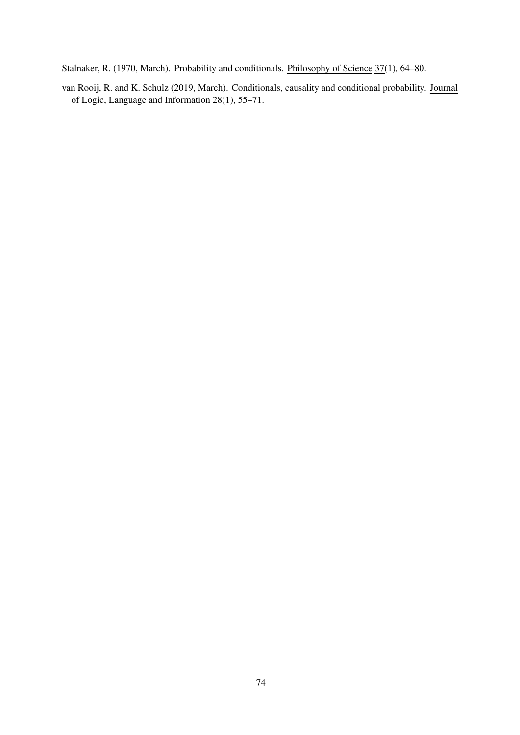Stalnaker, R. (1970, March). Probability and conditionals. Philosophy of Science 37(1), 64–80.

van Rooij, R. and K. Schulz (2019, March). Conditionals, causality and conditional probability. Journal of Logic, Language and Information 28(1), 55–71.